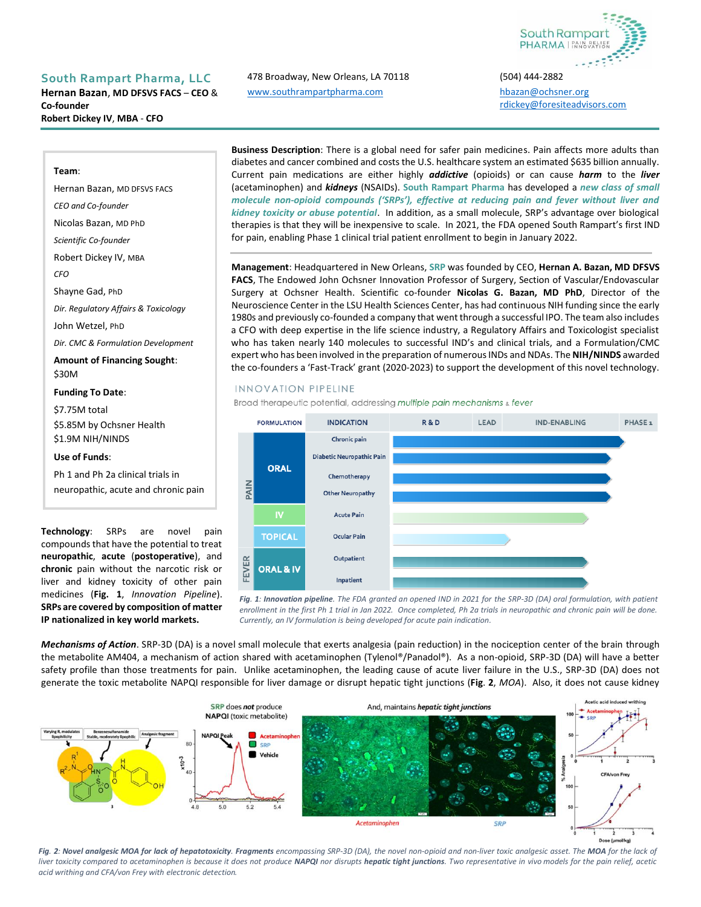# South Rampart Pharma, LLC

**Hernan Bazan**, **MD DFSVS FACS** – **CEO** & **Co-founder**
**Robert Dickey IV**, **MBA** - **CFO**

478 Broadway, New Orleans, LA 70118
www.southrampartpharma.com

(504) 444-2882
hbazan@ochsner.org
rdickey@foresiteadvisors.com

**Team**:

Hernan Bazan, MD DFSVS FACS
*CEO and Co-founder*

Nicolas Bazan, MD PhD
*Scientific Co-founder*

Robert Dickey IV, MBA
*CFO*

Shayne Gad, PhD
*Dir. Regulatory Affairs & Toxicology*

John Wetzel, PhD
*Dir. CMC & Formulation Development*

**Amount of Financing Sought**:
$30M

**Funding To Date**:
$7.75M total
$5.85M by Ochsner Health
$1.9M NIH/NINDS

**Use of Funds**:
Ph 1 and Ph 2a clinical trials in neuropathic, acute and chronic pain

**Business Description**: There is a global need for safer pain medicines. Pain affects more adults than diabetes and cancer combined and costs the U.S. healthcare system an estimated $635 billion annually. Current pain medications are either highly ***addictive*** (opioids) or can cause ***harm*** to the ***liver*** (acetaminophen) and ***kidneys*** (NSAIDs). **South Rampart Pharma** has developed a ***new class of small molecule non-opioid compounds ('SRPs'), effective at reducing pain and fever without liver and kidney toxicity or abuse potential***. In addition, as a small molecule, SRP's advantage over biological therapies is that they will be inexpensive to scale. In 2021, the FDA opened South Rampart's first IND for pain, enabling Phase 1 clinical trial patient enrollment to begin in January 2022.

**Management**: Headquartered in New Orleans, **SRP** was founded by CEO, **Hernan A. Bazan, MD DFSVS FACS**, The Endowed John Ochsner Innovation Professor of Surgery, Section of Vascular/Endovascular Surgery at Ochsner Health. Scientific co-founder **Nicolas G. Bazan, MD PhD**, Director of the Neuroscience Center in the LSU Health Sciences Center, has had continuous NIH funding since the early 1980s and previously co-founded a company that went through a successful IPO. The team also includes a CFO with deep expertise in the life science industry, a Regulatory Affairs and Toxicologist specialist who has taken nearly 140 molecules to successful IND's and clinical trials, and a Formulation/CMC expert who has been involved in the preparation of numerous INDs and NDAs. The **NIH/NINDS** awarded the co-founders a 'Fast-Track' grant (2020-2023) to support the development of this novel technology.

**Technology**: SRPs are novel pain compounds that have the potential to treat **neuropathic**, **acute** (**postoperative**), and **chronic** pain without the narcotic risk or liver and kidney toxicity of other pain medicines (**Fig. 1**, *Innovation Pipeline*). **SRPs are covered by composition of matter IP nationalized in key world markets.**

## INNOVATION PIPELINE

Broad therapeutic potential, addressing *multiple pain mechanisms & fever*

| | FORMULATION | INDICATION | R & D | LEAD | IND-ENABLING | PHASE 1 |
|---|---|---|---|---|---|---|
| PAIN | ORAL | Chronic pain | → | → | → | → |
| | | Diabetic Neuropathic Pain | → | → | → | |
| | | Chemotherapy | → | → | → | |
| | | Other Neuropathy | → | → | → | |
| | IV | Acute Pain | → | → | → | |
| | TOPICAL | Ocular Pain | → | → | | |
| FEVER | ORAL & IV | Outpatient | → | → | → | |
| | | Inpatient | → | → | → | |

*Fig. 1: **Innovation pipeline**. The FDA granted an opened IND in 2021 for the SRP-3D (DA) oral formulation, with patient enrollment in the first Ph 1 trial in Jan 2022. Once completed, Ph 2a trials in neuropathic and chronic pain will be done. Currently, an IV formulation is being developed for acute pain indication.*

***Mechanisms of Action***. SRP-3D (DA) is a novel small molecule that exerts analgesia (pain reduction) in the nociception center of the brain through the metabolite AM404, a mechanism of action shared with acetaminophen (Tylenol®/Panadol®). As a non-opioid, SRP-3D (DA) will have a better safety profile than those treatments for pain. Unlike acetaminophen, the leading cause of acute liver failure in the U.S., SRP-3D (DA) does not generate the toxic metabolite NAPQI responsible for liver damage or disrupt hepatic tight junctions (**Fig. 2**, *MOA*). Also, it does not cause kidney

*Fig. 2: **Novel analgesic MOA for lack of hepatotoxicity. Fragments** encompassing SRP-3D (DA), the novel non-opioid and non-liver toxic analgesic asset. The **MOA** for the lack of liver toxicity compared to acetaminophen is because it does not produce **NAPQI** nor disrupts **hepatic tight junctions**. Two representative in vivo models for the pain relief, acetic acid writhing and CFA/von Frey with electronic detection.*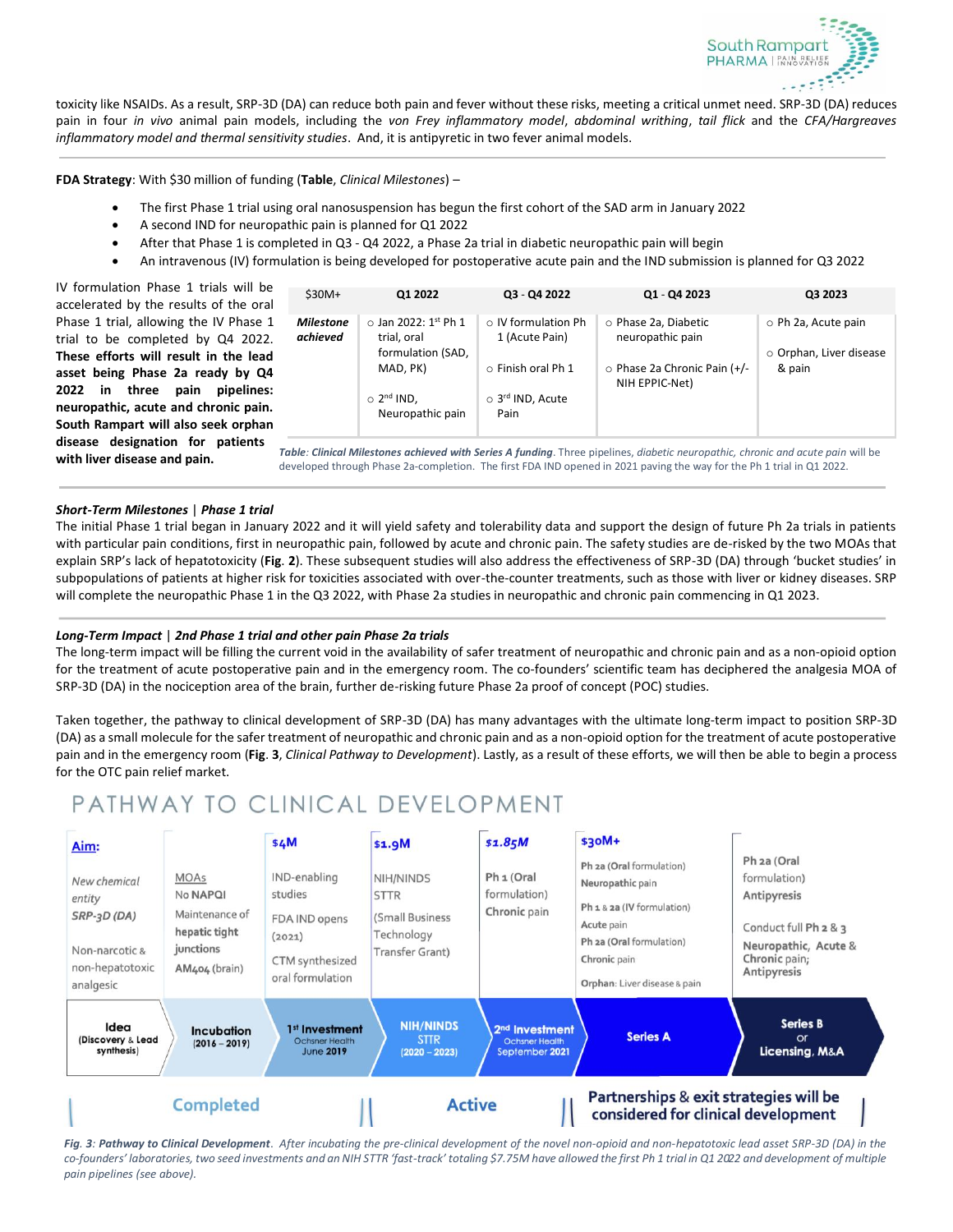toxicity like NSAIDs. As a result, SRP-3D (DA) can reduce both pain and fever without these risks, meeting a critical unmet need. SRP-3D (DA) reduces pain in four *in vivo* animal pain models, including the *von Frey inflammatory model*, *abdominal writhing*, *tail flick* and the *CFA/Hargreaves inflammatory model and thermal sensitivity studies*. And, it is antipyretic in two fever animal models.

**FDA Strategy**: With $30 million of funding (**Table**, *Clinical Milestones*) –

- The first Phase 1 trial using oral nanosuspension has begun the first cohort of the SAD arm in January 2022
- A second IND for neuropathic pain is planned for Q1 2022
- After that Phase 1 is completed in Q3 - Q4 2022, a Phase 2a trial in diabetic neuropathic pain will begin
- An intravenous (IV) formulation is being developed for postoperative acute pain and the IND submission is planned for Q3 2022

IV formulation Phase 1 trials will be accelerated by the results of the oral Phase 1 trial, allowing the IV Phase 1 trial to be completed by Q4 2022. **These efforts will result in the lead asset being Phase 2a ready by Q4 2022 in three pain pipelines: neuropathic, acute and chronic pain. South Rampart will also seek orphan disease designation for patients with liver disease and pain.**

| $30M+ | Q1 2022 | Q3 - Q4 2022 | Q1 - Q4 2023 | Q3 2023 |
|---|---|---|---|---|
| ***Milestone achieved*** | ○ Jan 2022: 1st Ph 1 trial, oral formulation (SAD, MAD, PK)<br>○ 2nd IND, Neuropathic pain | ○ IV formulation Ph 1 (Acute Pain)<br>○ Finish oral Ph 1<br>○ 3rd IND, Acute Pain | ○ Phase 2a, Diabetic neuropathic pain<br>○ Phase 2a Chronic Pain (+/- NIH EPPIC-Net) | ○ Ph 2a, Acute pain<br>○ Orphan, Liver disease & pain |

***Table**: **Clinical Milestones achieved with Series A funding***. Three pipelines, *diabetic neuropathic, chronic and acute pain* will be developed through Phase 2a-completion. The first FDA IND opened in 2021 paving the way for the Ph 1 trial in Q1 2022.

***Short-Term Milestones** | **Phase 1 trial***

The initial Phase 1 trial began in January 2022 and it will yield safety and tolerability data and support the design of future Ph 2a trials in patients with particular pain conditions, first in neuropathic pain, followed by acute and chronic pain. The safety studies are de-risked by the two MOAs that explain SRP's lack of hepatotoxicity (**Fig**. **2**). These subsequent studies will also address the effectiveness of SRP-3D (DA) through 'bucket studies' in subpopulations of patients at higher risk for toxicities associated with over-the-counter treatments, such as those with liver or kidney diseases. SRP will complete the neuropathic Phase 1 in the Q3 2022, with Phase 2a studies in neuropathic and chronic pain commencing in Q1 2023.

***Long-Term Impact** | **2nd Phase 1 trial and other pain Phase 2a trials***

The long-term impact will be filling the current void in the availability of safer treatment of neuropathic and chronic pain and as a non-opioid option for the treatment of acute postoperative pain and in the emergency room. The co-founders' scientific team has deciphered the analgesia MOA of SRP-3D (DA) in the nociception area of the brain, further de-risking future Phase 2a proof of concept (POC) studies.

Taken together, the pathway to clinical development of SRP-3D (DA) has many advantages with the ultimate long-term impact to position SRP-3D (DA) as a small molecule for the safer treatment of neuropathic and chronic pain and as a non-opioid option for the treatment of acute postoperative pain and in the emergency room (**Fig**. **3**, *Clinical Pathway to Development*). Lastly, as a result of these efforts, we will then be able to begin a process for the OTC pain relief market.

PATHWAY TO CLINICAL DEVELOPMENT

Aim:
New chemical entity
SRP-3D (DA)
Non-narcotic & non-hepatotoxic analgesic

MOAs
No NAPQI
Maintenance of hepatic tight junctions
AM404 (brain)

$4M
IND-enabling studies
FDA IND opens (2021)
CTM synthesized oral formulation

$1.9M
NIH/NINDS STTR
(Small Business Technology Transfer Grant)

$1.85M
Ph 1 (Oral formulation)
Chronic pain

$30M+
Ph 2a (Oral formulation) Neuropathic pain
Ph 1 & 2a (IV formulation) Acute pain
Ph 2a (Oral formulation) Chronic pain
Orphan: Liver disease & pain

Ph 2a (Oral formulation)
Antipyresis
Conduct full Ph 2 & 3
Neuropathic, Acute & Chronic pain; Antipyresis

Idea (Discovery & Lead synthesis)
Incubation (2016 – 2019)
1st Investment Ochsner Health June 2019
NIH/NINDS STTR (2020 – 2023)
2nd Investment Ochsner Health September 2021
Series A
Series B or Licensing, M&A

Completed | Active | Partnerships & exit strategies will be considered for clinical development

***Fig. 3**: **Pathway to Clinical Development**. After incubating the pre-clinical development of the novel non-opioid and non-hepatotoxic lead asset SRP-3D (DA) in the co-founders' laboratories, two seed investments and an NIH STTR 'fast-track' totaling $7.75M have allowed the first Ph 1 trial in Q1 2022 and development of multiple pain pipelines (see above).*